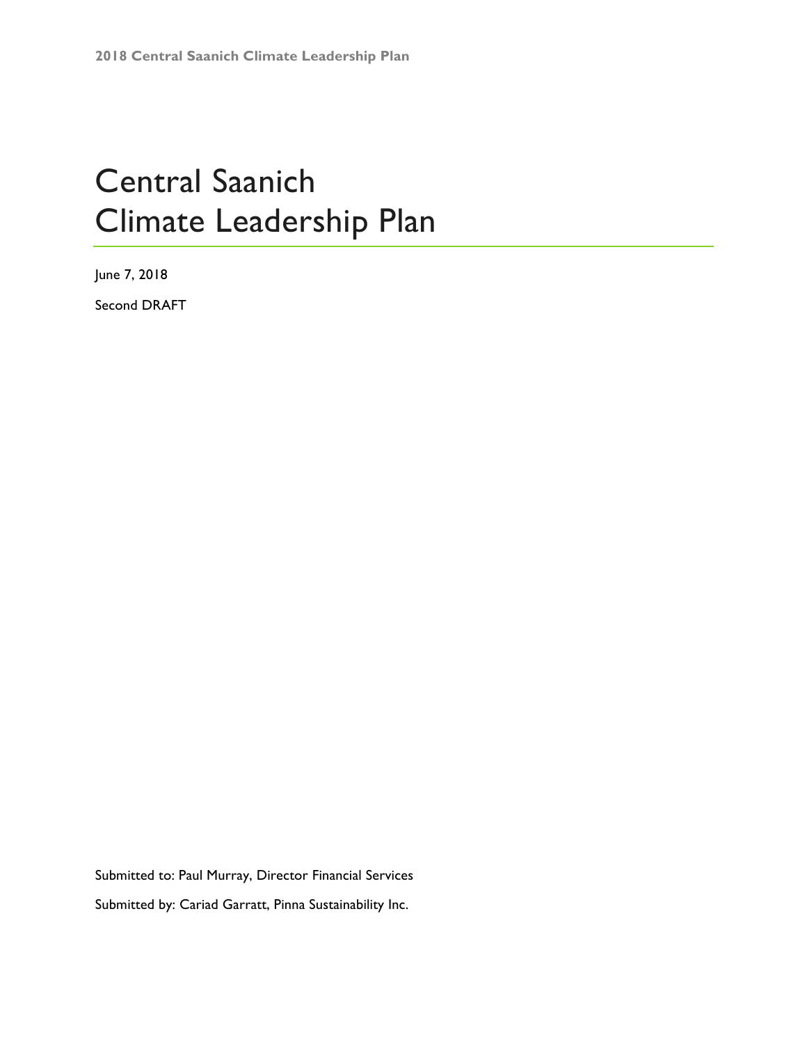# Central Saanich Climate Leadership Plan

June 7, 2018

Second DRAFT

Submitted to: Paul Murray, Director Financial Services

Submitted by: Cariad Garratt, Pinna Sustainability Inc.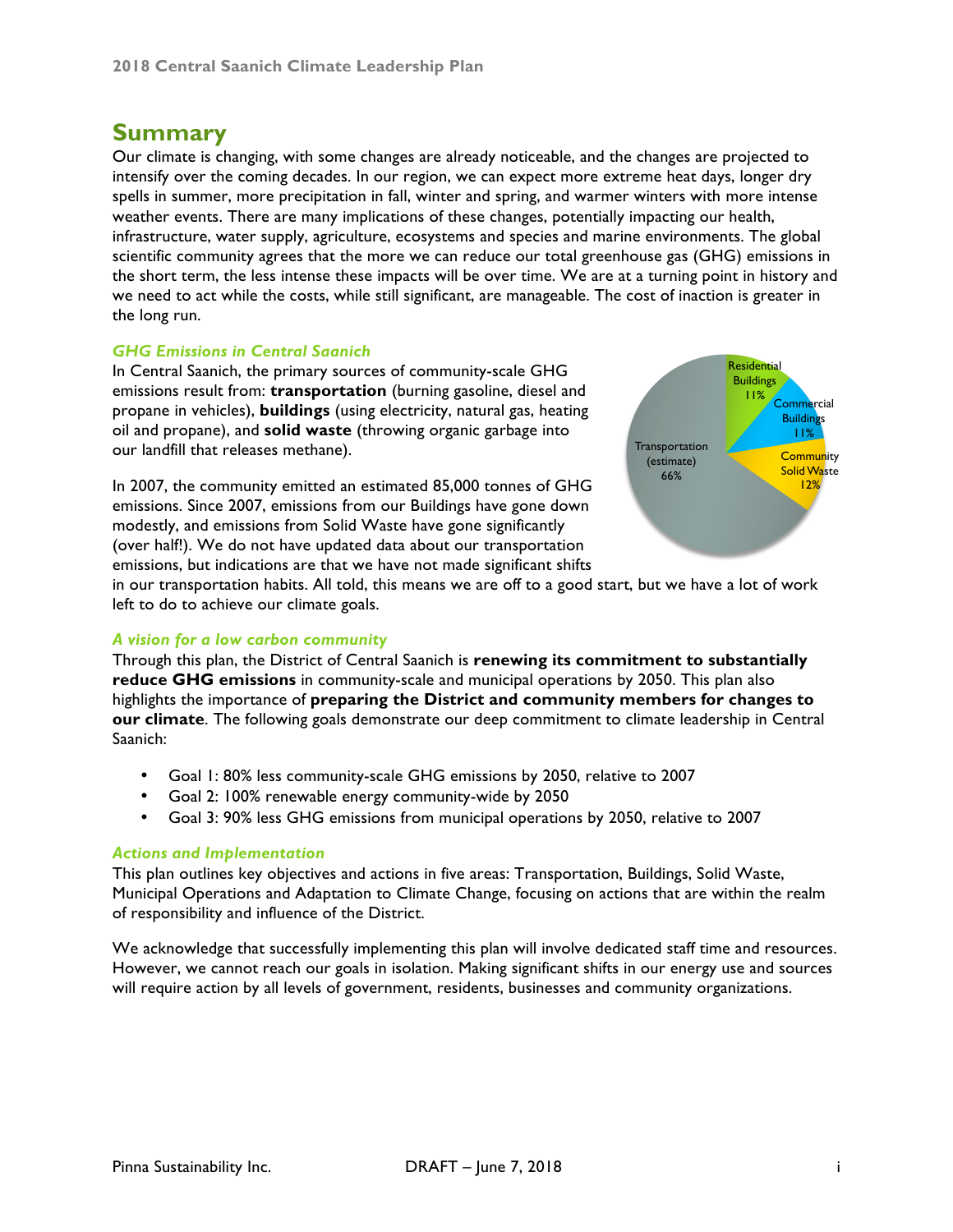# Summary

Our climate is changing, with some changes are already noticeable, and the changes are projected to intensify over the coming decades. In our region, we can expect more extreme heat days, longer dry spells in summer, more precipitation in fall, winter and spring, and warmer winters with more intense weather events. There are many implications of these changes, potentially impacting our health, infrastructure, water supply, agriculture, ecosystems and species and marine environments. The global scientific community agrees that the more we can reduce our total greenhouse gas (GHG) emissions in the short term, the less intense these impacts will be over time. We are at a turning point in history and we need to act while the costs, while still significant, are manageable. The cost of inaction is greater in the long run.

### *GHG Emissions in Central Saanich*

In Central Saanich, the primary sources of community-scale GHG emissions result from: **transportation** (burning gasoline, diesel and propane in vehicles), **buildings** (using electricity, natural gas, heating oil and propane), and **solid waste** (throwing organic garbage into our landfill that releases methane).

Residential Buildings 11%
Commercial Buildings 11%
Community Solid Waste 12%
Transportation (estimate) 66%

In 2007, the community emitted an estimated 85,000 tonnes of GHG emissions. Since 2007, emissions from our Buildings have gone down modestly, and emissions from Solid Waste have gone significantly (over half!). We do not have updated data about our transportation emissions, but indications are that we have not made significant shifts in our transportation habits. All told, this means we are off to a good start, but we have a lot of work left to do to achieve our climate goals.

### *A vision for a low carbon community*

Through this plan, the District of Central Saanich is **renewing its commitment to substantially reduce GHG emissions** in community-scale and municipal operations by 2050. This plan also highlights the importance of **preparing the District and community members for changes to our climate**. The following goals demonstrate our deep commitment to climate leadership in Central Saanich:

- Goal 1: 80% less community-scale GHG emissions by 2050, relative to 2007
- Goal 2: 100% renewable energy community-wide by 2050
- Goal 3: 90% less GHG emissions from municipal operations by 2050, relative to 2007

### *Actions and Implementation*

This plan outlines key objectives and actions in five areas: Transportation, Buildings, Solid Waste, Municipal Operations and Adaptation to Climate Change, focusing on actions that are within the realm of responsibility and influence of the District.

We acknowledge that successfully implementing this plan will involve dedicated staff time and resources. However, we cannot reach our goals in isolation. Making significant shifts in our energy use and sources will require action by all levels of government, residents, businesses and community organizations.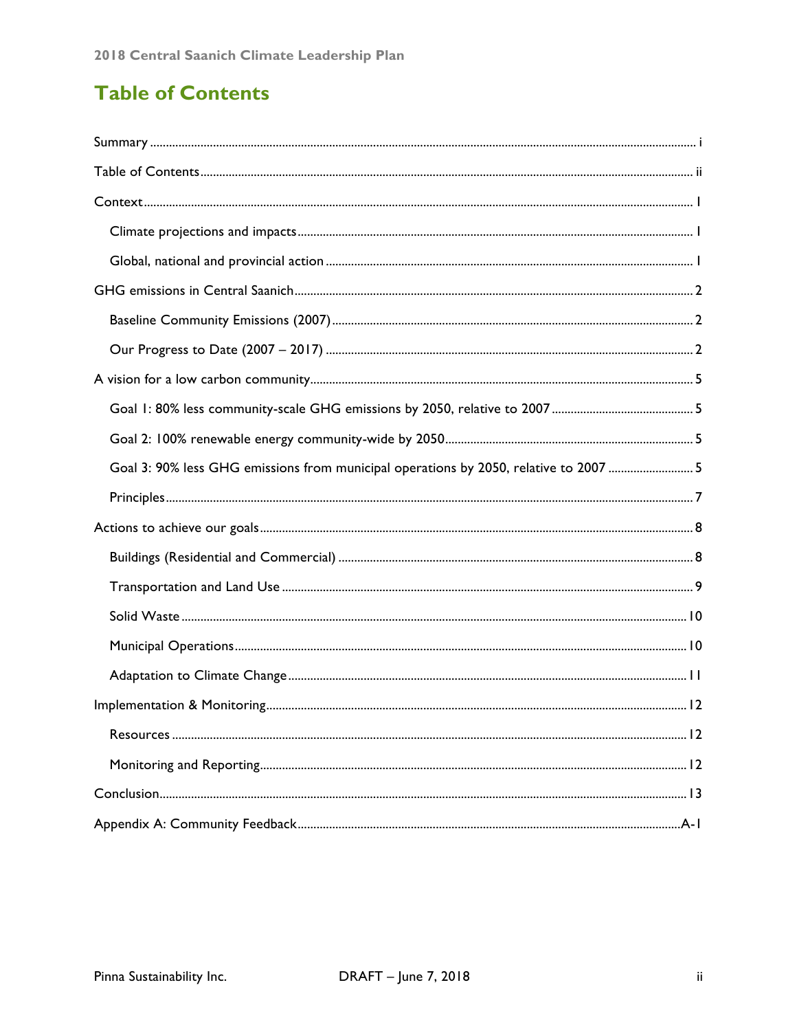# Table of Contents

Summary ..... i

Table of Contents ..... ii

Context ..... 1

- Climate projections and impacts ..... 1
- Global, national and provincial action ..... 1

GHG emissions in Central Saanich ..... 2

- Baseline Community Emissions (2007) ..... 2
- Our Progress to Date (2007 – 2017) ..... 2

A vision for a low carbon community ..... 5

- Goal 1: 80% less community-scale GHG emissions by 2050, relative to 2007 ..... 5
- Goal 2: 100% renewable energy community-wide by 2050 ..... 5
- Goal 3: 90% less GHG emissions from municipal operations by 2050, relative to 2007 ..... 5
- Principles ..... 7

Actions to achieve our goals ..... 8

- Buildings (Residential and Commercial) ..... 8
- Transportation and Land Use ..... 9
- Solid Waste ..... 10
- Municipal Operations ..... 10
- Adaptation to Climate Change ..... 11

Implementation & Monitoring ..... 12

- Resources ..... 12
- Monitoring and Reporting ..... 12

Conclusion ..... 13

Appendix A: Community Feedback ..... A-1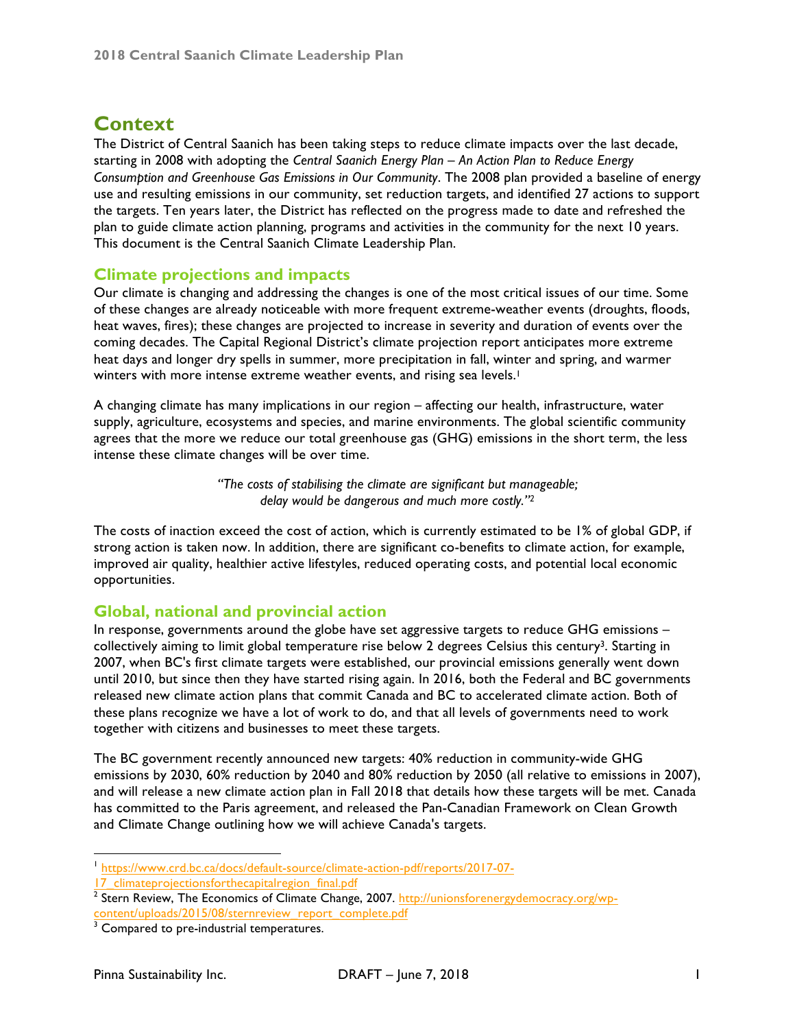# Context

The District of Central Saanich has been taking steps to reduce climate impacts over the last decade, starting in 2008 with adopting the *Central Saanich Energy Plan – An Action Plan to Reduce Energy Consumption and Greenhouse Gas Emissions in Our Community*. The 2008 plan provided a baseline of energy use and resulting emissions in our community, set reduction targets, and identified 27 actions to support the targets. Ten years later, the District has reflected on the progress made to date and refreshed the plan to guide climate action planning, programs and activities in the community for the next 10 years. This document is the Central Saanich Climate Leadership Plan.

## Climate projections and impacts

Our climate is changing and addressing the changes is one of the most critical issues of our time. Some of these changes are already noticeable with more frequent extreme-weather events (droughts, floods, heat waves, fires); these changes are projected to increase in severity and duration of events over the coming decades. The Capital Regional District's climate projection report anticipates more extreme heat days and longer dry spells in summer, more precipitation in fall, winter and spring, and warmer winters with more intense extreme weather events, and rising sea levels.[1]

A changing climate has many implications in our region – affecting our health, infrastructure, water supply, agriculture, ecosystems and species, and marine environments. The global scientific community agrees that the more we reduce our total greenhouse gas (GHG) emissions in the short term, the less intense these climate changes will be over time.

> *"The costs of stabilising the climate are significant but manageable; delay would be dangerous and much more costly."*[2]

The costs of inaction exceed the cost of action, which is currently estimated to be 1% of global GDP, if strong action is taken now. In addition, there are significant co-benefits to climate action, for example, improved air quality, healthier active lifestyles, reduced operating costs, and potential local economic opportunities.

## Global, national and provincial action

In response, governments around the globe have set aggressive targets to reduce GHG emissions – collectively aiming to limit global temperature rise below 2 degrees Celsius this century[3]. Starting in 2007, when BC's first climate targets were established, our provincial emissions generally went down until 2010, but since then they have started rising again. In 2016, both the Federal and BC governments released new climate action plans that commit Canada and BC to accelerated climate action. Both of these plans recognize we have a lot of work to do, and that all levels of governments need to work together with citizens and businesses to meet these targets.

The BC government recently announced new targets: 40% reduction in community-wide GHG emissions by 2030, 60% reduction by 2040 and 80% reduction by 2050 (all relative to emissions in 2007), and will release a new climate action plan in Fall 2018 that details how these targets will be met. Canada has committed to the Paris agreement, and released the Pan-Canadian Framework on Clean Growth and Climate Change outlining how we will achieve Canada's targets.

---

[1] https://www.crd.bc.ca/docs/default-source/climate-action-pdf/reports/2017-07-17_climateprojectionsforthecapitalregion_final.pdf

[2] Stern Review, The Economics of Climate Change, 2007. http://unionsforenergydemocracy.org/wp-content/uploads/2015/08/sternreview_report_complete.pdf

[3] Compared to pre-industrial temperatures.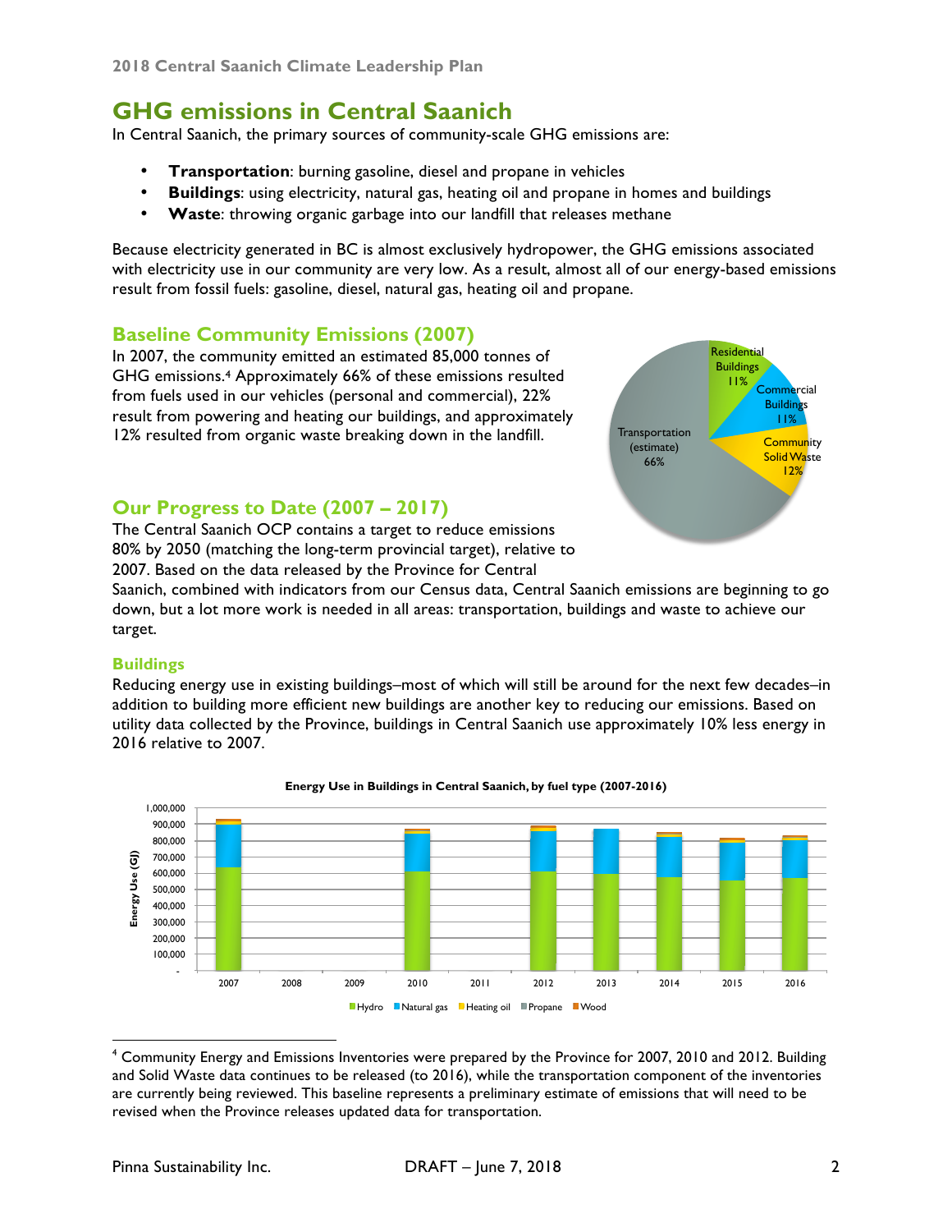# GHG emissions in Central Saanich

In Central Saanich, the primary sources of community-scale GHG emissions are:

- **Transportation**: burning gasoline, diesel and propane in vehicles
- **Buildings**: using electricity, natural gas, heating oil and propane in homes and buildings
- **Waste**: throwing organic garbage into our landfill that releases methane

Because electricity generated in BC is almost exclusively hydropower, the GHG emissions associated with electricity use in our community are very low. As a result, almost all of our energy-based emissions result from fossil fuels: gasoline, diesel, natural gas, heating oil and propane.

## Baseline Community Emissions (2007)

In 2007, the community emitted an estimated 85,000 tonnes of GHG emissions.[4] Approximately 66% of these emissions resulted from fuels used in our vehicles (personal and commercial), 22% result from powering and heating our buildings, and approximately 12% resulted from organic waste breaking down in the landfill.

Residential Buildings 11%
Commercial Buildings 11%
Community Solid Waste 12%
Transportation (estimate) 66%

## Our Progress to Date (2007 – 2017)

The Central Saanich OCP contains a target to reduce emissions 80% by 2050 (matching the long-term provincial target), relative to 2007. Based on the data released by the Province for Central Saanich, combined with indicators from our Census data, Central Saanich emissions are beginning to go down, but a lot more work is needed in all areas: transportation, buildings and waste to achieve our target.

### Buildings

Reducing energy use in existing buildings–most of which will still be around for the next few decades–in addition to building more efficient new buildings are another key to reducing our emissions. Based on utility data collected by the Province, buildings in Central Saanich use approximately 10% less energy in 2016 relative to 2007.

**Energy Use in Buildings in Central Saanich, by fuel type (2007-2016)**

Energy Use (GJ): 1,000,000; 900,000; 800,000; 700,000; 600,000; 500,000; 400,000; 300,000; 200,000; 100,000; -

2007, 2008, 2009, 2010, 2011, 2012, 2013, 2014, 2015, 2016

Hydro | Natural gas | Heating oil | Propane | Wood

---

[4] Community Energy and Emissions Inventories were prepared by the Province for 2007, 2010 and 2012. Building and Solid Waste data continues to be released (to 2016), while the transportation component of the inventories are currently being reviewed. This baseline represents a preliminary estimate of emissions that will need to be revised when the Province releases updated data for transportation.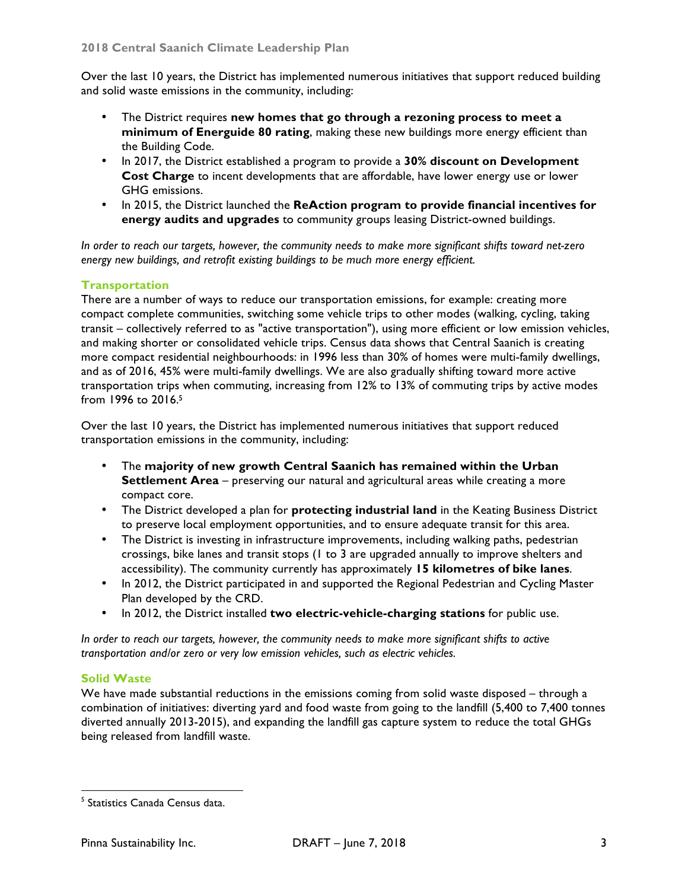Over the last 10 years, the District has implemented numerous initiatives that support reduced building and solid waste emissions in the community, including:

- The District requires **new homes that go through a rezoning process to meet a minimum of Energuide 80 rating**, making these new buildings more energy efficient than the Building Code.
- In 2017, the District established a program to provide a **30% discount on Development Cost Charge** to incent developments that are affordable, have lower energy use or lower GHG emissions.
- In 2015, the District launched the **ReAction program to provide financial incentives for energy audits and upgrades** to community groups leasing District-owned buildings.

*In order to reach our targets, however, the community needs to make more significant shifts toward net-zero energy new buildings, and retrofit existing buildings to be much more energy efficient.*

### Transportation

There are a number of ways to reduce our transportation emissions, for example: creating more compact complete communities, switching some vehicle trips to other modes (walking, cycling, taking transit – collectively referred to as "active transportation"), using more efficient or low emission vehicles, and making shorter or consolidated vehicle trips. Census data shows that Central Saanich is creating more compact residential neighbourhoods: in 1996 less than 30% of homes were multi-family dwellings, and as of 2016, 45% were multi-family dwellings. We are also gradually shifting toward more active transportation trips when commuting, increasing from 12% to 13% of commuting trips by active modes from 1996 to 2016.[5]

Over the last 10 years, the District has implemented numerous initiatives that support reduced transportation emissions in the community, including:

- The **majority of new growth Central Saanich has remained within the Urban Settlement Area** – preserving our natural and agricultural areas while creating a more compact core.
- The District developed a plan for **protecting industrial land** in the Keating Business District to preserve local employment opportunities, and to ensure adequate transit for this area.
- The District is investing in infrastructure improvements, including walking paths, pedestrian crossings, bike lanes and transit stops (1 to 3 are upgraded annually to improve shelters and accessibility). The community currently has approximately **15 kilometres of bike lanes**.
- In 2012, the District participated in and supported the Regional Pedestrian and Cycling Master Plan developed by the CRD.
- In 2012, the District installed **two electric-vehicle-charging stations** for public use.

*In order to reach our targets, however, the community needs to make more significant shifts to active transportation and/or zero or very low emission vehicles, such as electric vehicles.*

### Solid Waste

We have made substantial reductions in the emissions coming from solid waste disposed – through a combination of initiatives: diverting yard and food waste from going to the landfill (5,400 to 7,400 tonnes diverted annually 2013-2015), and expanding the landfill gas capture system to reduce the total GHGs being released from landfill waste.

---

[5] Statistics Canada Census data.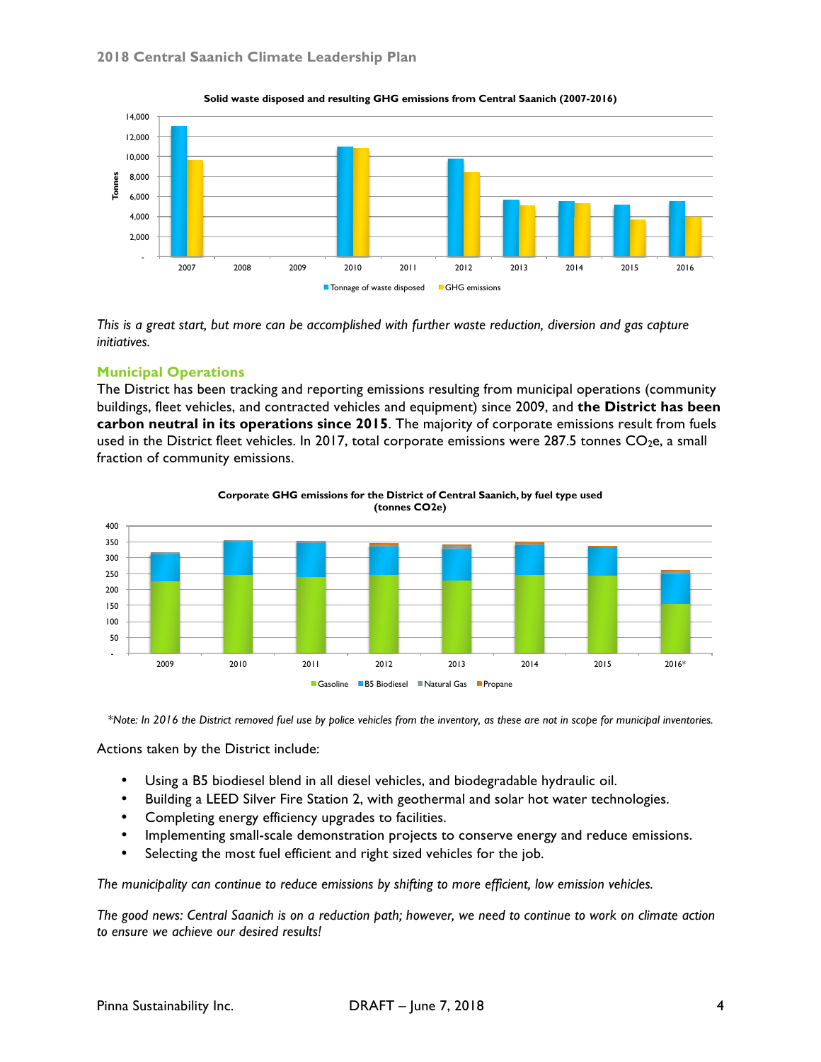**Solid waste disposed and resulting GHG emissions from Central Saanich (2007-2016)**

*This is a great start, but more can be accomplished with further waste reduction, diversion and gas capture initiatives.*

## Municipal Operations

The District has been tracking and reporting emissions resulting from municipal operations (community buildings, fleet vehicles, and contracted vehicles and equipment) since 2009, and **the District has been carbon neutral in its operations since 2015**. The majority of corporate emissions result from fuels used in the District fleet vehicles. In 2017, total corporate emissions were 287.5 tonnes $CO_2$e, a small fraction of community emissions.

**Corporate GHG emissions for the District of Central Saanich, by fuel type used (tonnes CO2e)**

*\*Note: In 2016 the District removed fuel use by police vehicles from the inventory, as these are not in scope for municipal inventories.*

Actions taken by the District include:

- Using a B5 biodiesel blend in all diesel vehicles, and biodegradable hydraulic oil.
- Building a LEED Silver Fire Station 2, with geothermal and solar hot water technologies.
- Completing energy efficiency upgrades to facilities.
- Implementing small-scale demonstration projects to conserve energy and reduce emissions.
- Selecting the most fuel efficient and right sized vehicles for the job.

*The municipality can continue to reduce emissions by shifting to more efficient, low emission vehicles.*

*The good news: Central Saanich is on a reduction path; however, we need to continue to work on climate action to ensure we achieve our desired results!*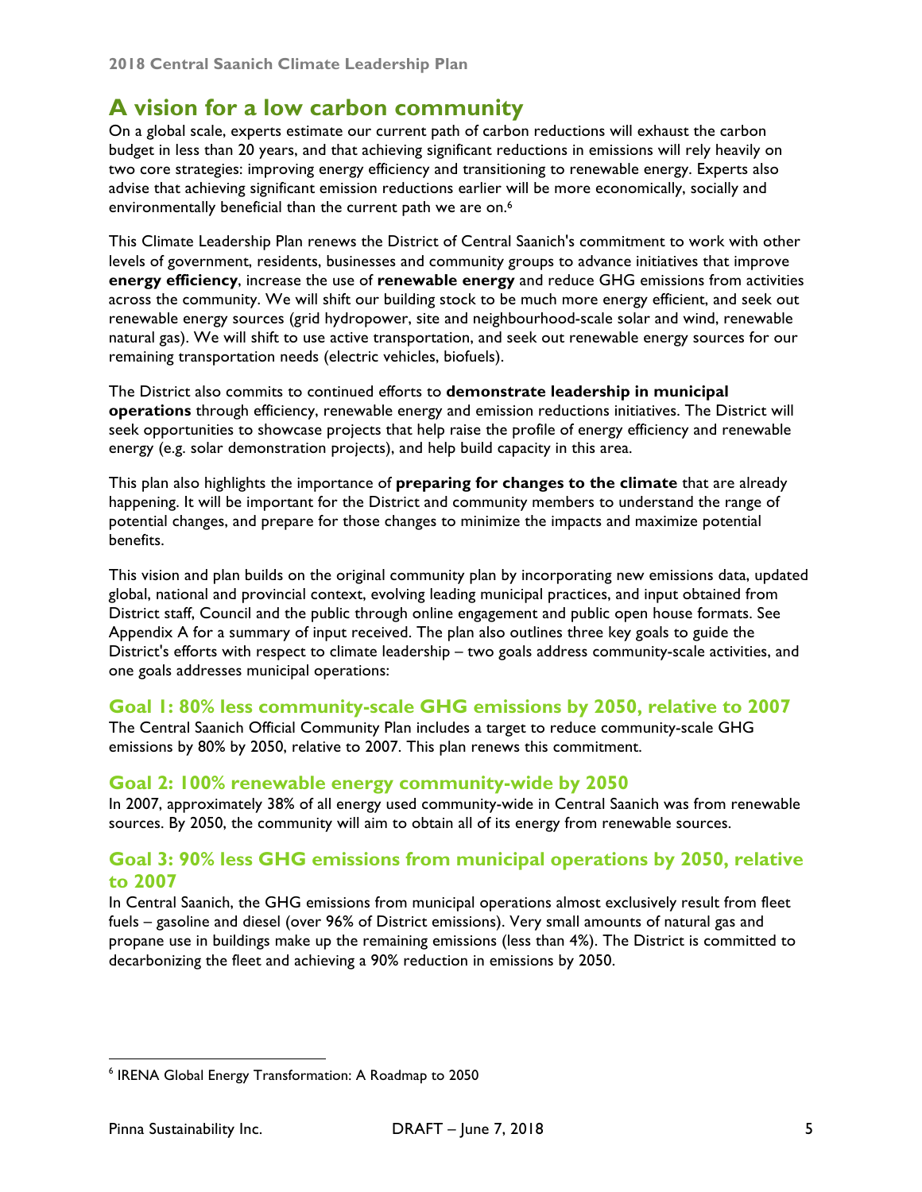## A vision for a low carbon community

On a global scale, experts estimate our current path of carbon reductions will exhaust the carbon budget in less than 20 years, and that achieving significant reductions in emissions will rely heavily on two core strategies: improving energy efficiency and transitioning to renewable energy. Experts also advise that achieving significant emission reductions earlier will be more economically, socially and environmentally beneficial than the current path we are on.[6]

This Climate Leadership Plan renews the District of Central Saanich's commitment to work with other levels of government, residents, businesses and community groups to advance initiatives that improve **energy efficiency**, increase the use of **renewable energy** and reduce GHG emissions from activities across the community. We will shift our building stock to be much more energy efficient, and seek out renewable energy sources (grid hydropower, site and neighbourhood-scale solar and wind, renewable natural gas). We will shift to use active transportation, and seek out renewable energy sources for our remaining transportation needs (electric vehicles, biofuels).

The District also commits to continued efforts to **demonstrate leadership in municipal operations** through efficiency, renewable energy and emission reductions initiatives. The District will seek opportunities to showcase projects that help raise the profile of energy efficiency and renewable energy (e.g. solar demonstration projects), and help build capacity in this area.

This plan also highlights the importance of **preparing for changes to the climate** that are already happening. It will be important for the District and community members to understand the range of potential changes, and prepare for those changes to minimize the impacts and maximize potential benefits.

This vision and plan builds on the original community plan by incorporating new emissions data, updated global, national and provincial context, evolving leading municipal practices, and input obtained from District staff, Council and the public through online engagement and public open house formats. See Appendix A for a summary of input received. The plan also outlines three key goals to guide the District's efforts with respect to climate leadership – two goals address community-scale activities, and one goals addresses municipal operations:

### Goal 1: 80% less community-scale GHG emissions by 2050, relative to 2007

The Central Saanich Official Community Plan includes a target to reduce community-scale GHG emissions by 80% by 2050, relative to 2007. This plan renews this commitment.

### Goal 2: 100% renewable energy community-wide by 2050

In 2007, approximately 38% of all energy used community-wide in Central Saanich was from renewable sources. By 2050, the community will aim to obtain all of its energy from renewable sources.

### Goal 3: 90% less GHG emissions from municipal operations by 2050, relative to 2007

In Central Saanich, the GHG emissions from municipal operations almost exclusively result from fleet fuels – gasoline and diesel (over 96% of District emissions). Very small amounts of natural gas and propane use in buildings make up the remaining emissions (less than 4%). The District is committed to decarbonizing the fleet and achieving a 90% reduction in emissions by 2050.

---

[6] IRENA Global Energy Transformation: A Roadmap to 2050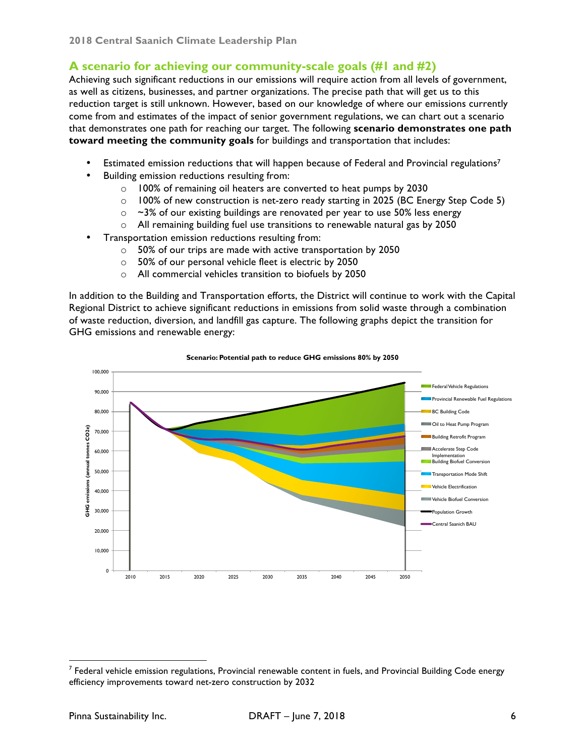## A scenario for achieving our community-scale goals (#1 and #2)

Achieving such significant reductions in our emissions will require action from all levels of government, as well as citizens, businesses, and partner organizations. The precise path that will get us to this reduction target is still unknown. However, based on our knowledge of where our emissions currently come from and estimates of the impact of senior government regulations, we can chart out a scenario that demonstrates one path for reaching our target. The following **scenario demonstrates one path toward meeting the community goals** for buildings and transportation that includes:

- Estimated emission reductions that will happen because of Federal and Provincial regulations[7]
- Building emission reductions resulting from:
  - 100% of remaining oil heaters are converted to heat pumps by 2030
  - 100% of new construction is net-zero ready starting in 2025 (BC Energy Step Code 5)
  - ~3% of our existing buildings are renovated per year to use 50% less energy
  - All remaining building fuel use transitions to renewable natural gas by 2050
- Transportation emission reductions resulting from:
  - 50% of our trips are made with active transportation by 2050
  - 50% of our personal vehicle fleet is electric by 2050
  - All commercial vehicles transition to biofuels by 2050

In addition to the Building and Transportation efforts, the District will continue to work with the Capital Regional District to achieve significant reductions in emissions from solid waste through a combination of waste reduction, diversion, and landfill gas capture. The following graphs depict the transition for GHG emissions and renewable energy:

**Scenario: Potential path to reduce GHG emissions 80% by 2050**

---

[7] Federal vehicle emission regulations, Provincial renewable content in fuels, and Provincial Building Code energy efficiency improvements toward net-zero construction by 2032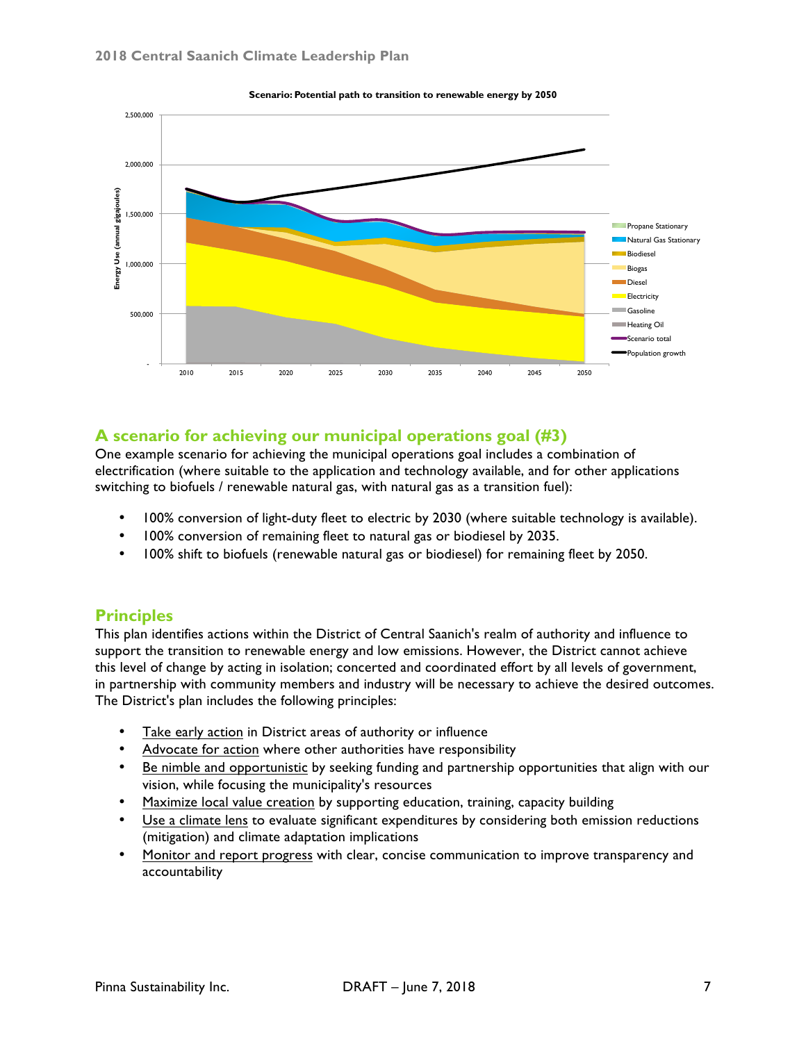**Scenario: Potential path to transition to renewable energy by 2050**

## A scenario for achieving our municipal operations goal (#3)

One example scenario for achieving the municipal operations goal includes a combination of electrification (where suitable to the application and technology available, and for other applications switching to biofuels / renewable natural gas, with natural gas as a transition fuel):

- 100% conversion of light-duty fleet to electric by 2030 (where suitable technology is available).
- 100% conversion of remaining fleet to natural gas or biodiesel by 2035.
- 100% shift to biofuels (renewable natural gas or biodiesel) for remaining fleet by 2050.

## Principles

This plan identifies actions within the District of Central Saanich's realm of authority and influence to support the transition to renewable energy and low emissions. However, the District cannot achieve this level of change by acting in isolation; concerted and coordinated effort by all levels of government, in partnership with community members and industry will be necessary to achieve the desired outcomes. The District's plan includes the following principles:

- Take early action in District areas of authority or influence
- Advocate for action where other authorities have responsibility
- Be nimble and opportunistic by seeking funding and partnership opportunities that align with our vision, while focusing the municipality's resources
- Maximize local value creation by supporting education, training, capacity building
- Use a climate lens to evaluate significant expenditures by considering both emission reductions (mitigation) and climate adaptation implications
- Monitor and report progress with clear, concise communication to improve transparency and accountability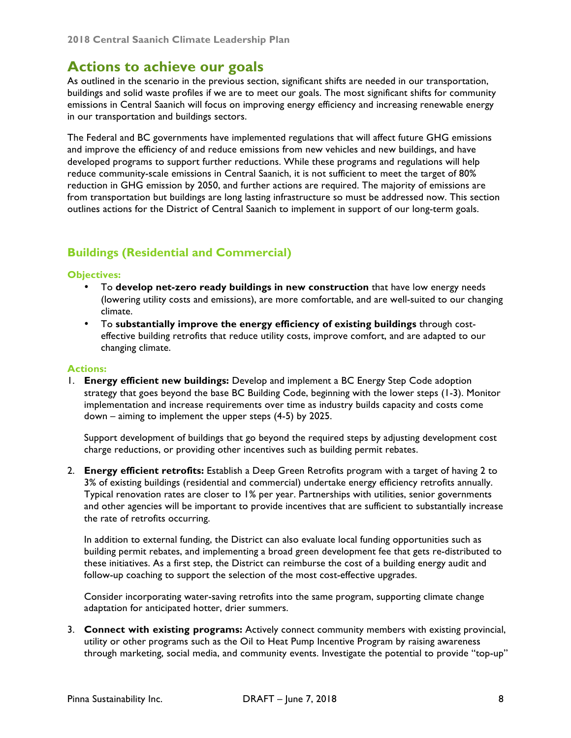# Actions to achieve our goals

As outlined in the scenario in the previous section, significant shifts are needed in our transportation, buildings and solid waste profiles if we are to meet our goals. The most significant shifts for community emissions in Central Saanich will focus on improving energy efficiency and increasing renewable energy in our transportation and buildings sectors.

The Federal and BC governments have implemented regulations that will affect future GHG emissions and improve the efficiency of and reduce emissions from new vehicles and new buildings, and have developed programs to support further reductions. While these programs and regulations will help reduce community-scale emissions in Central Saanich, it is not sufficient to meet the target of 80% reduction in GHG emission by 2050, and further actions are required. The majority of emissions are from transportation but buildings are long lasting infrastructure so must be addressed now. This section outlines actions for the District of Central Saanich to implement in support of our long-term goals.

## Buildings (Residential and Commercial)

### Objectives:

- To **develop net-zero ready buildings in new construction** that have low energy needs (lowering utility costs and emissions), are more comfortable, and are well-suited to our changing climate.
- To **substantially improve the energy efficiency of existing buildings** through cost-effective building retrofits that reduce utility costs, improve comfort, and are adapted to our changing climate.

### Actions:

1. **Energy efficient new buildings:** Develop and implement a BC Energy Step Code adoption strategy that goes beyond the base BC Building Code, beginning with the lower steps (1-3). Monitor implementation and increase requirements over time as industry builds capacity and costs come down – aiming to implement the upper steps (4-5) by 2025.

   Support development of buildings that go beyond the required steps by adjusting development cost charge reductions, or providing other incentives such as building permit rebates.

2. **Energy efficient retrofits:** Establish a Deep Green Retrofits program with a target of having 2 to 3% of existing buildings (residential and commercial) undertake energy efficiency retrofits annually. Typical renovation rates are closer to 1% per year. Partnerships with utilities, senior governments and other agencies will be important to provide incentives that are sufficient to substantially increase the rate of retrofits occurring.

   In addition to external funding, the District can also evaluate local funding opportunities such as building permit rebates, and implementing a broad green development fee that gets re-distributed to these initiatives. As a first step, the District can reimburse the cost of a building energy audit and follow-up coaching to support the selection of the most cost-effective upgrades.

   Consider incorporating water-saving retrofits into the same program, supporting climate change adaptation for anticipated hotter, drier summers.

3. **Connect with existing programs:** Actively connect community members with existing provincial, utility or other programs such as the Oil to Heat Pump Incentive Program by raising awareness through marketing, social media, and community events. Investigate the potential to provide "top-up"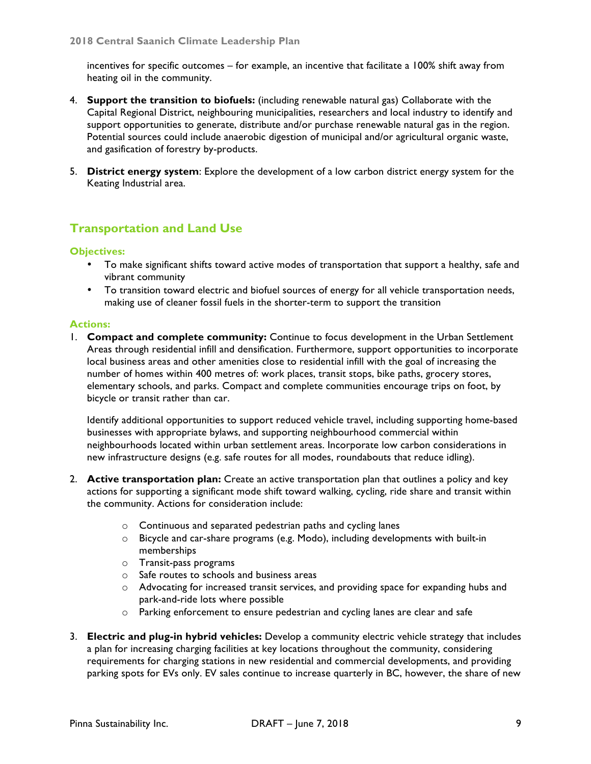incentives for specific outcomes – for example, an incentive that facilitate a 100% shift away from heating oil in the community.

4. **Support the transition to biofuels:** (including renewable natural gas) Collaborate with the Capital Regional District, neighbouring municipalities, researchers and local industry to identify and support opportunities to generate, distribute and/or purchase renewable natural gas in the region. Potential sources could include anaerobic digestion of municipal and/or agricultural organic waste, and gasification of forestry by-products.

5. **District energy system**: Explore the development of a low carbon district energy system for the Keating Industrial area.

## Transportation and Land Use

### Objectives:

- To make significant shifts toward active modes of transportation that support a healthy, safe and vibrant community
- To transition toward electric and biofuel sources of energy for all vehicle transportation needs, making use of cleaner fossil fuels in the shorter-term to support the transition

### Actions:

1. **Compact and complete community:** Continue to focus development in the Urban Settlement Areas through residential infill and densification. Furthermore, support opportunities to incorporate local business areas and other amenities close to residential infill with the goal of increasing the number of homes within 400 metres of: work places, transit stops, bike paths, grocery stores, elementary schools, and parks. Compact and complete communities encourage trips on foot, by bicycle or transit rather than car.

   Identify additional opportunities to support reduced vehicle travel, including supporting home-based businesses with appropriate bylaws, and supporting neighbourhood commercial within neighbourhoods located within urban settlement areas. Incorporate low carbon considerations in new infrastructure designs (e.g. safe routes for all modes, roundabouts that reduce idling).

2. **Active transportation plan:** Create an active transportation plan that outlines a policy and key actions for supporting a significant mode shift toward walking, cycling, ride share and transit within the community. Actions for consideration include:
   - Continuous and separated pedestrian paths and cycling lanes
   - Bicycle and car-share programs (e.g. Modo), including developments with built-in memberships
   - Transit-pass programs
   - Safe routes to schools and business areas
   - Advocating for increased transit services, and providing space for expanding hubs and park-and-ride lots where possible
   - Parking enforcement to ensure pedestrian and cycling lanes are clear and safe

3. **Electric and plug-in hybrid vehicles:** Develop a community electric vehicle strategy that includes a plan for increasing charging facilities at key locations throughout the community, considering requirements for charging stations in new residential and commercial developments, and providing parking spots for EVs only. EV sales continue to increase quarterly in BC, however, the share of new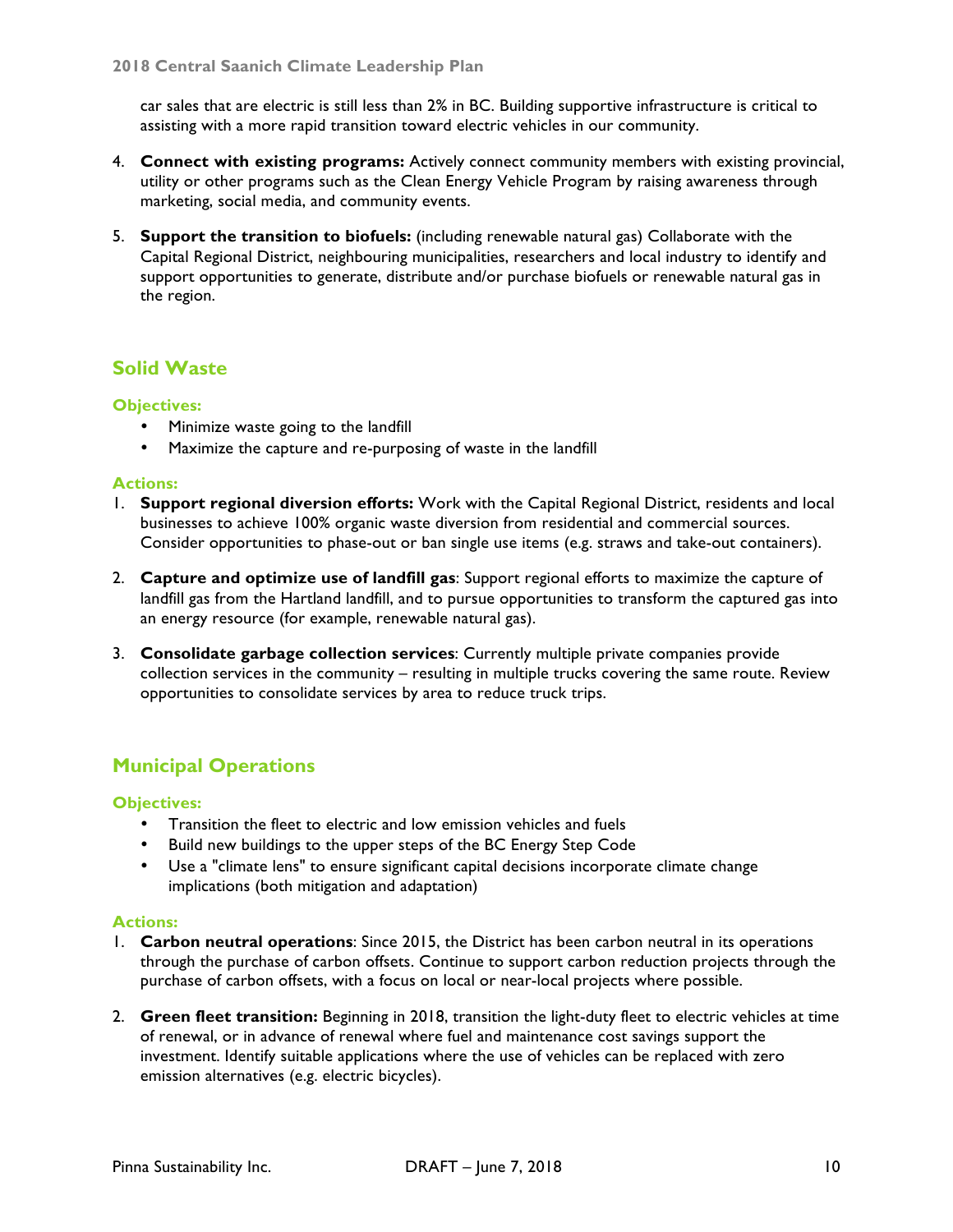car sales that are electric is still less than 2% in BC. Building supportive infrastructure is critical to assisting with a more rapid transition toward electric vehicles in our community.

4. **Connect with existing programs:** Actively connect community members with existing provincial, utility or other programs such as the Clean Energy Vehicle Program by raising awareness through marketing, social media, and community events.

5. **Support the transition to biofuels:** (including renewable natural gas) Collaborate with the Capital Regional District, neighbouring municipalities, researchers and local industry to identify and support opportunities to generate, distribute and/or purchase biofuels or renewable natural gas in the region.

## Solid Waste

### Objectives:

- Minimize waste going to the landfill
- Maximize the capture and re-purposing of waste in the landfill

### Actions:

1. **Support regional diversion efforts:** Work with the Capital Regional District, residents and local businesses to achieve 100% organic waste diversion from residential and commercial sources. Consider opportunities to phase-out or ban single use items (e.g. straws and take-out containers).

2. **Capture and optimize use of landfill gas**: Support regional efforts to maximize the capture of landfill gas from the Hartland landfill, and to pursue opportunities to transform the captured gas into an energy resource (for example, renewable natural gas).

3. **Consolidate garbage collection services**: Currently multiple private companies provide collection services in the community – resulting in multiple trucks covering the same route. Review opportunities to consolidate services by area to reduce truck trips.

## Municipal Operations

### Objectives:

- Transition the fleet to electric and low emission vehicles and fuels
- Build new buildings to the upper steps of the BC Energy Step Code
- Use a "climate lens" to ensure significant capital decisions incorporate climate change implications (both mitigation and adaptation)

### Actions:

1. **Carbon neutral operations**: Since 2015, the District has been carbon neutral in its operations through the purchase of carbon offsets. Continue to support carbon reduction projects through the purchase of carbon offsets, with a focus on local or near-local projects where possible.

2. **Green fleet transition:** Beginning in 2018, transition the light-duty fleet to electric vehicles at time of renewal, or in advance of renewal where fuel and maintenance cost savings support the investment. Identify suitable applications where the use of vehicles can be replaced with zero emission alternatives (e.g. electric bicycles).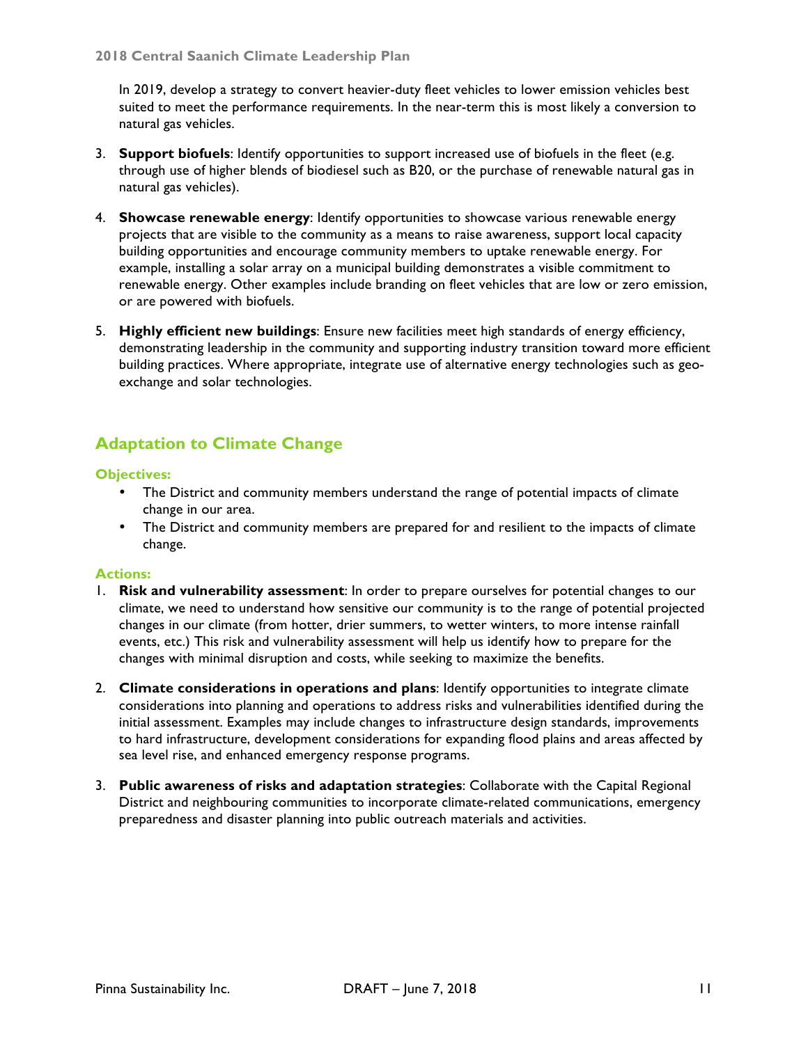In 2019, develop a strategy to convert heavier-duty fleet vehicles to lower emission vehicles best suited to meet the performance requirements. In the near-term this is most likely a conversion to natural gas vehicles.

3. **Support biofuels**: Identify opportunities to support increased use of biofuels in the fleet (e.g. through use of higher blends of biodiesel such as B20, or the purchase of renewable natural gas in natural gas vehicles).

4. **Showcase renewable energy**: Identify opportunities to showcase various renewable energy projects that are visible to the community as a means to raise awareness, support local capacity building opportunities and encourage community members to uptake renewable energy. For example, installing a solar array on a municipal building demonstrates a visible commitment to renewable energy. Other examples include branding on fleet vehicles that are low or zero emission, or are powered with biofuels.

5. **Highly efficient new buildings**: Ensure new facilities meet high standards of energy efficiency, demonstrating leadership in the community and supporting industry transition toward more efficient building practices. Where appropriate, integrate use of alternative energy technologies such as geo-exchange and solar technologies.

## Adaptation to Climate Change

### Objectives:

- The District and community members understand the range of potential impacts of climate change in our area.
- The District and community members are prepared for and resilient to the impacts of climate change.

### Actions:

1. **Risk and vulnerability assessment**: In order to prepare ourselves for potential changes to our climate, we need to understand how sensitive our community is to the range of potential projected changes in our climate (from hotter, drier summers, to wetter winters, to more intense rainfall events, etc.) This risk and vulnerability assessment will help us identify how to prepare for the changes with minimal disruption and costs, while seeking to maximize the benefits.

2. **Climate considerations in operations and plans**: Identify opportunities to integrate climate considerations into planning and operations to address risks and vulnerabilities identified during the initial assessment. Examples may include changes to infrastructure design standards, improvements to hard infrastructure, development considerations for expanding flood plains and areas affected by sea level rise, and enhanced emergency response programs.

3. **Public awareness of risks and adaptation strategies**: Collaborate with the Capital Regional District and neighbouring communities to incorporate climate-related communications, emergency preparedness and disaster planning into public outreach materials and activities.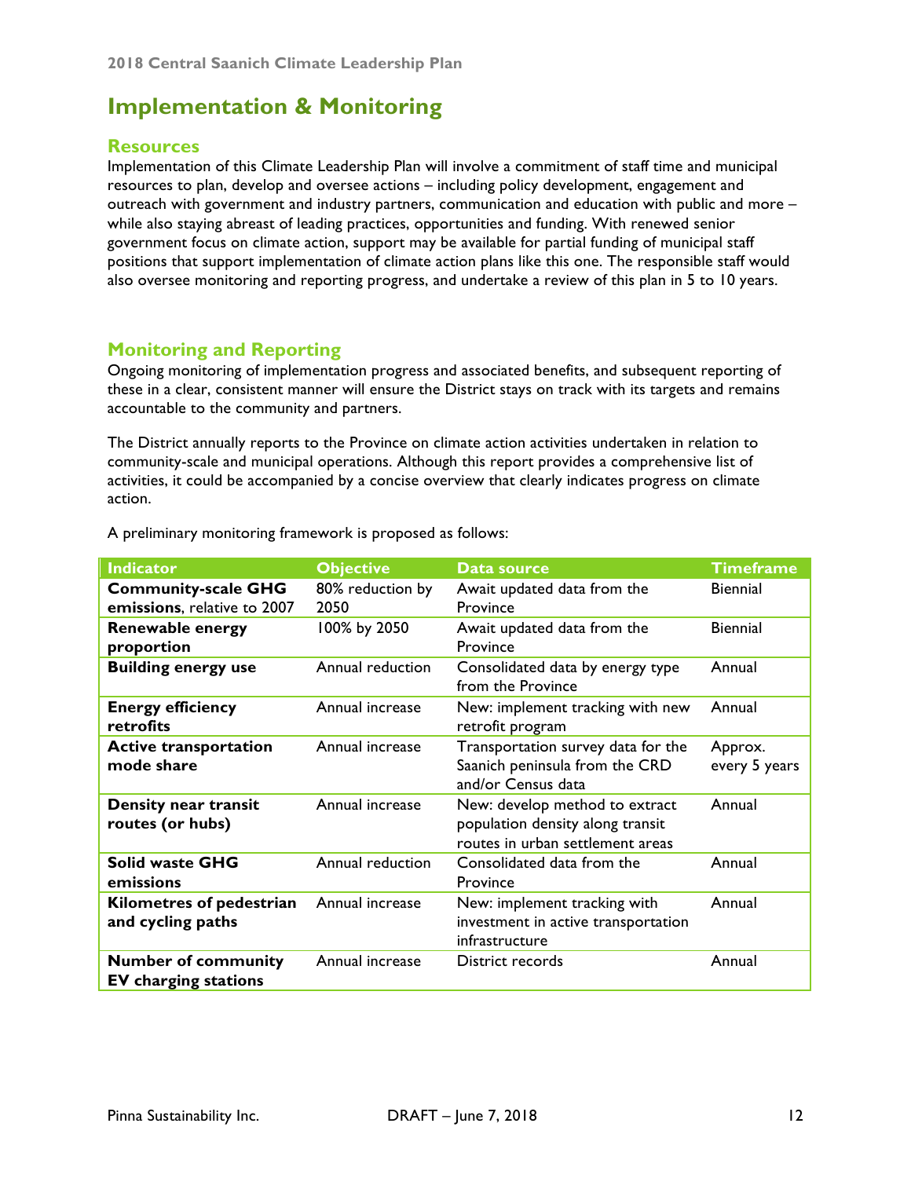## Implementation & Monitoring

### Resources

Implementation of this Climate Leadership Plan will involve a commitment of staff time and municipal resources to plan, develop and oversee actions – including policy development, engagement and outreach with government and industry partners, communication and education with public and more – while also staying abreast of leading practices, opportunities and funding. With renewed senior government focus on climate action, support may be available for partial funding of municipal staff positions that support implementation of climate action plans like this one. The responsible staff would also oversee monitoring and reporting progress, and undertake a review of this plan in 5 to 10 years.

### Monitoring and Reporting

Ongoing monitoring of implementation progress and associated benefits, and subsequent reporting of these in a clear, consistent manner will ensure the District stays on track with its targets and remains accountable to the community and partners.

The District annually reports to the Province on climate action activities undertaken in relation to community-scale and municipal operations. Although this report provides a comprehensive list of activities, it could be accompanied by a concise overview that clearly indicates progress on climate action.

A preliminary monitoring framework is proposed as follows:

| Indicator | Objective | Data source | Timeframe |
|---|---|---|---|
| **Community-scale GHG emissions**, relative to 2007 | 80% reduction by 2050 | Await updated data from the Province | Biennial |
| **Renewable energy proportion** | 100% by 2050 | Await updated data from the Province | Biennial |
| **Building energy use** | Annual reduction | Consolidated data by energy type from the Province | Annual |
| **Energy efficiency retrofits** | Annual increase | New: implement tracking with new retrofit program | Annual |
| **Active transportation mode share** | Annual increase | Transportation survey data for the Saanich peninsula from the CRD and/or Census data | Approx. every 5 years |
| **Density near transit routes (or hubs)** | Annual increase | New: develop method to extract population density along transit routes in urban settlement areas | Annual |
| **Solid waste GHG emissions** | Annual reduction | Consolidated data from the Province | Annual |
| **Kilometres of pedestrian and cycling paths** | Annual increase | New: implement tracking with investment in active transportation infrastructure | Annual |
| **Number of community EV charging stations** | Annual increase | District records | Annual |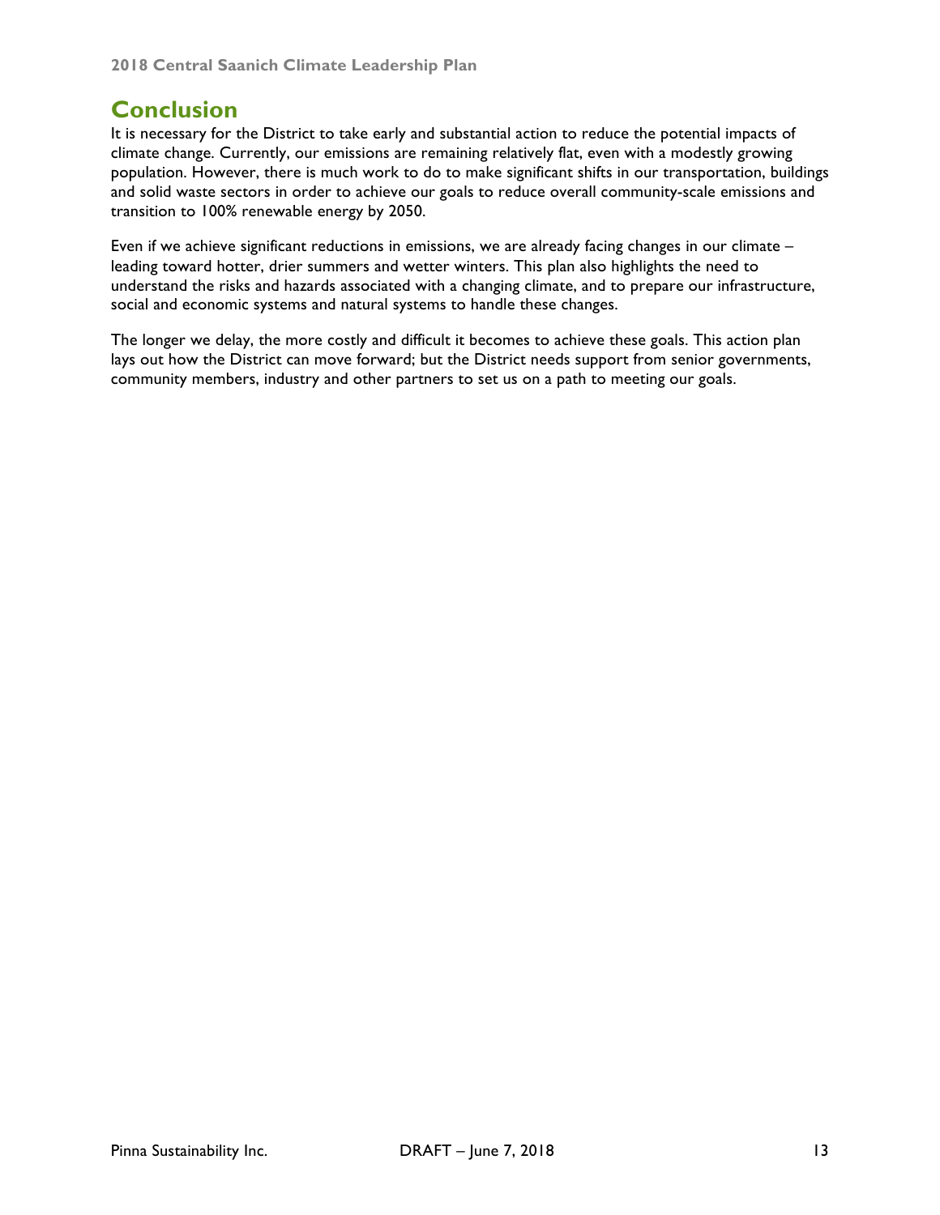## Conclusion

It is necessary for the District to take early and substantial action to reduce the potential impacts of climate change. Currently, our emissions are remaining relatively flat, even with a modestly growing population. However, there is much work to do to make significant shifts in our transportation, buildings and solid waste sectors in order to achieve our goals to reduce overall community-scale emissions and transition to 100% renewable energy by 2050.

Even if we achieve significant reductions in emissions, we are already facing changes in our climate – leading toward hotter, drier summers and wetter winters. This plan also highlights the need to understand the risks and hazards associated with a changing climate, and to prepare our infrastructure, social and economic systems and natural systems to handle these changes.

The longer we delay, the more costly and difficult it becomes to achieve these goals. This action plan lays out how the District can move forward; but the District needs support from senior governments, community members, industry and other partners to set us on a path to meeting our goals.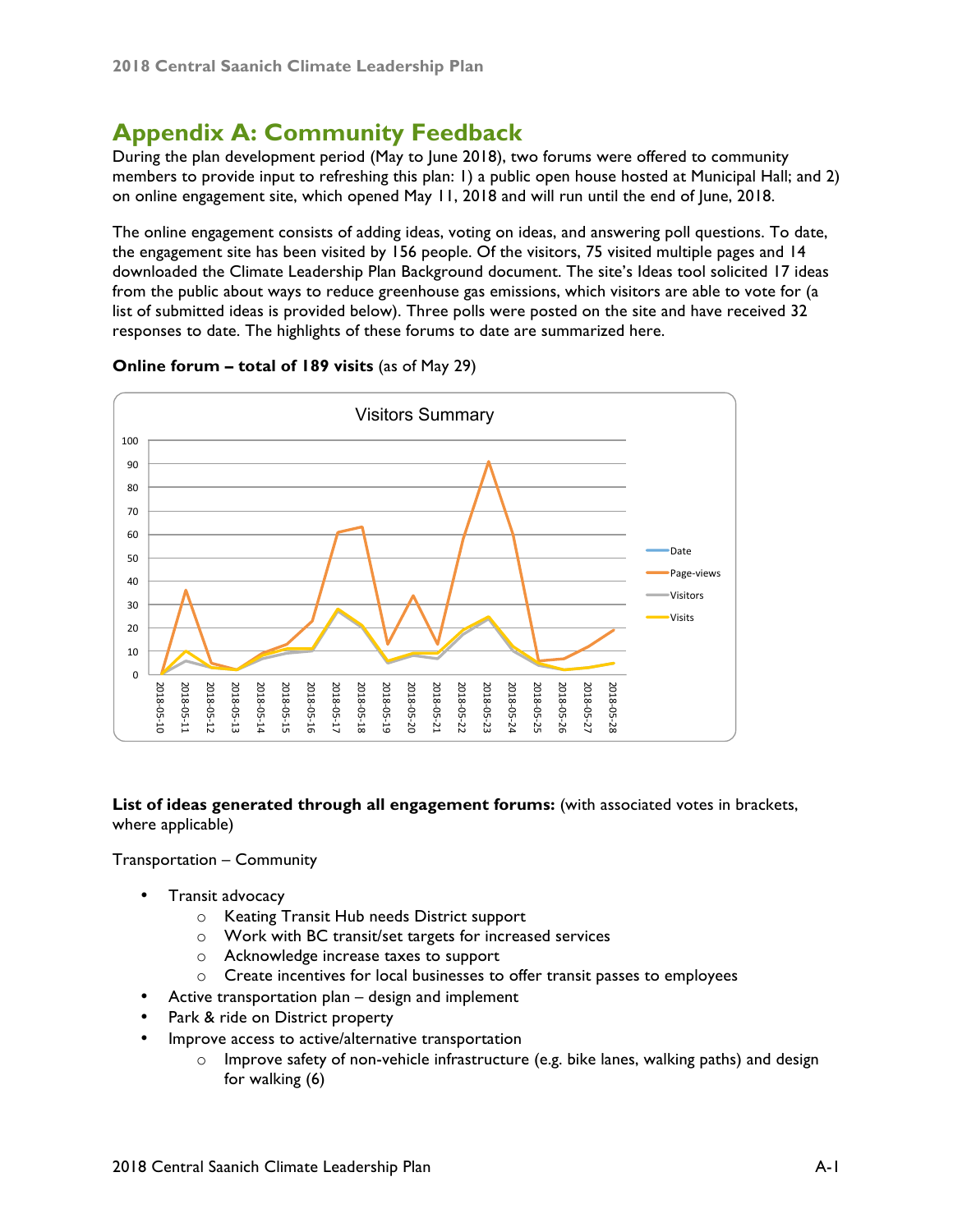# Appendix A: Community Feedback

During the plan development period (May to June 2018), two forums were offered to community members to provide input to refreshing this plan: 1) a public open house hosted at Municipal Hall; and 2) on online engagement site, which opened May 11, 2018 and will run until the end of June, 2018.

The online engagement consists of adding ideas, voting on ideas, and answering poll questions. To date, the engagement site has been visited by 156 people. Of the visitors, 75 visited multiple pages and 14 downloaded the Climate Leadership Plan Background document. The site's Ideas tool solicited 17 ideas from the public about ways to reduce greenhouse gas emissions, which visitors are able to vote for (a list of submitted ideas is provided below). Three polls were posted on the site and have received 32 responses to date. The highlights of these forums to date are summarized here.

**Online forum – total of 189 visits** (as of May 29)

Visitors Summary

**List of ideas generated through all engagement forums:** (with associated votes in brackets, where applicable)

Transportation – Community

- Transit advocacy
  - Keating Transit Hub needs District support
  - Work with BC transit/set targets for increased services
  - Acknowledge increase taxes to support
  - Create incentives for local businesses to offer transit passes to employees
- Active transportation plan – design and implement
- Park & ride on District property
- Improve access to active/alternative transportation
  - Improve safety of non-vehicle infrastructure (e.g. bike lanes, walking paths) and design for walking (6)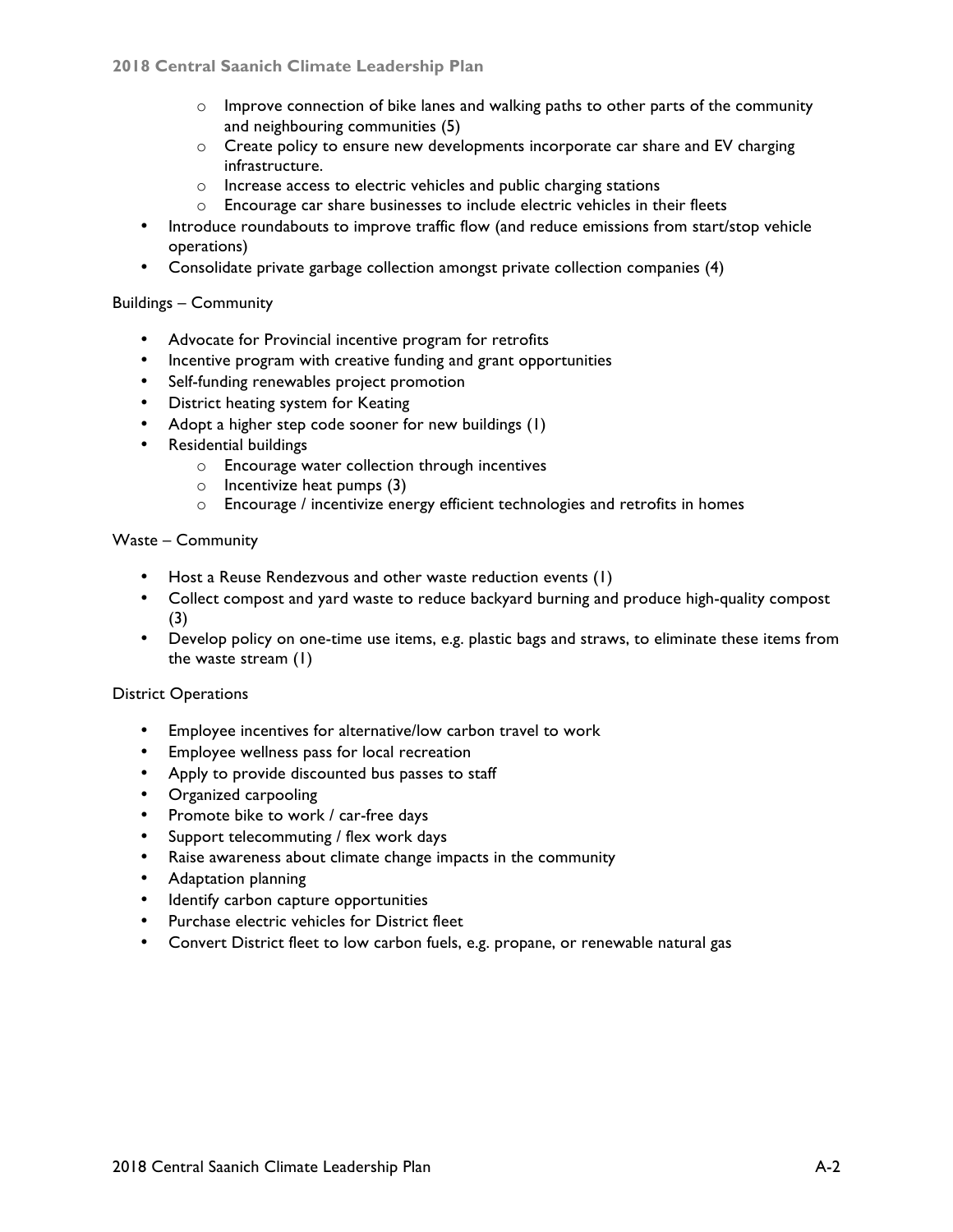- Improve connection of bike lanes and walking paths to other parts of the community and neighbouring communities (5)
  - Create policy to ensure new developments incorporate car share and EV charging infrastructure.
  - Increase access to electric vehicles and public charging stations
  - Encourage car share businesses to include electric vehicles in their fleets
- Introduce roundabouts to improve traffic flow (and reduce emissions from start/stop vehicle operations)
- Consolidate private garbage collection amongst private collection companies (4)

Buildings – Community

- Advocate for Provincial incentive program for retrofits
- Incentive program with creative funding and grant opportunities
- Self-funding renewables project promotion
- District heating system for Keating
- Adopt a higher step code sooner for new buildings (1)
- Residential buildings
  - Encourage water collection through incentives
  - Incentivize heat pumps (3)
  - Encourage / incentivize energy efficient technologies and retrofits in homes

Waste – Community

- Host a Reuse Rendezvous and other waste reduction events (1)
- Collect compost and yard waste to reduce backyard burning and produce high-quality compost (3)
- Develop policy on one-time use items, e.g. plastic bags and straws, to eliminate these items from the waste stream (1)

District Operations

- Employee incentives for alternative/low carbon travel to work
- Employee wellness pass for local recreation
- Apply to provide discounted bus passes to staff
- Organized carpooling
- Promote bike to work / car-free days
- Support telecommuting / flex work days
- Raise awareness about climate change impacts in the community
- Adaptation planning
- Identify carbon capture opportunities
- Purchase electric vehicles for District fleet
- Convert District fleet to low carbon fuels, e.g. propane, or renewable natural gas